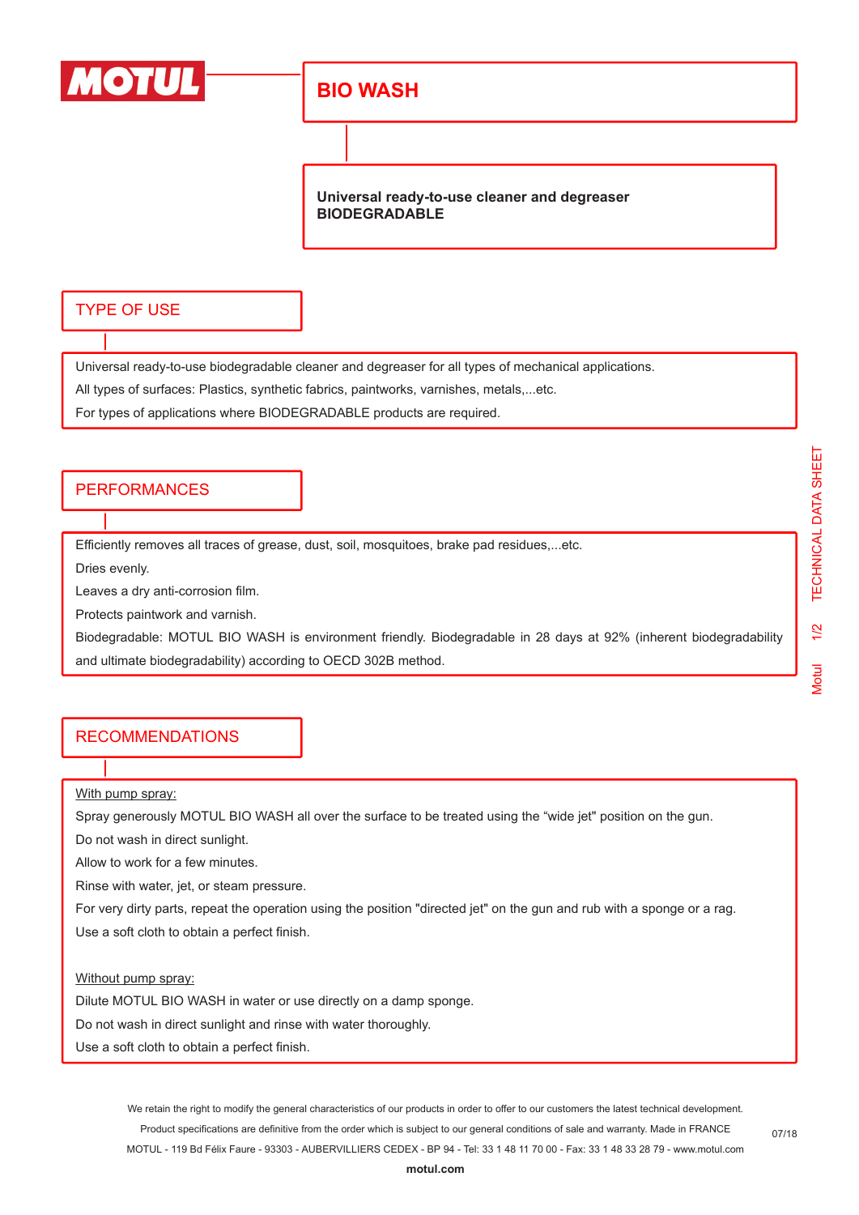# BIO WASH

**Universal ready-to-use cleaner and degreaser**
**BIODEGRADABLE**

## TYPE OF USE

Universal ready-to-use biodegradable cleaner and degreaser for all types of mechanical applications.

All types of surfaces: Plastics, synthetic fabrics, paintworks, varnishes, metals,...etc.

For types of applications where BIODEGRADABLE products are required.

## PERFORMANCES

Efficiently removes all traces of grease, dust, soil, mosquitoes, brake pad residues,...etc.

Dries evenly.

Leaves a dry anti-corrosion film.

Protects paintwork and varnish.

Biodegradable: MOTUL BIO WASH is environment friendly. Biodegradable in 28 days at 92% (inherent biodegradability and ultimate biodegradability) according to OECD 302B method.

## RECOMMENDATIONS

With pump spray:

Spray generously MOTUL BIO WASH all over the surface to be treated using the “wide jet" position on the gun.

Do not wash in direct sunlight.

Allow to work for a few minutes.

Rinse with water, jet, or steam pressure.

For very dirty parts, repeat the operation using the position "directed jet" on the gun and rub with a sponge or a rag.

Use a soft cloth to obtain a perfect finish.

Without pump spray:

Dilute MOTUL BIO WASH in water or use directly on a damp sponge.

Do not wash in direct sunlight and rinse with water thoroughly.

Use a soft cloth to obtain a perfect finish.

We retain the right to modify the general characteristics of our products in order to offer to our customers the latest technical development.
Product specifications are definitive from the order which is subject to our general conditions of sale and warranty. Made in FRANCE
MOTUL - 119 Bd Félix Faure - 93303 - AUBERVILLIERS CEDEX - BP 94 - Tel: 33 1 48 11 70 00 - Fax: 33 1 48 33 28 79 - www.motul.com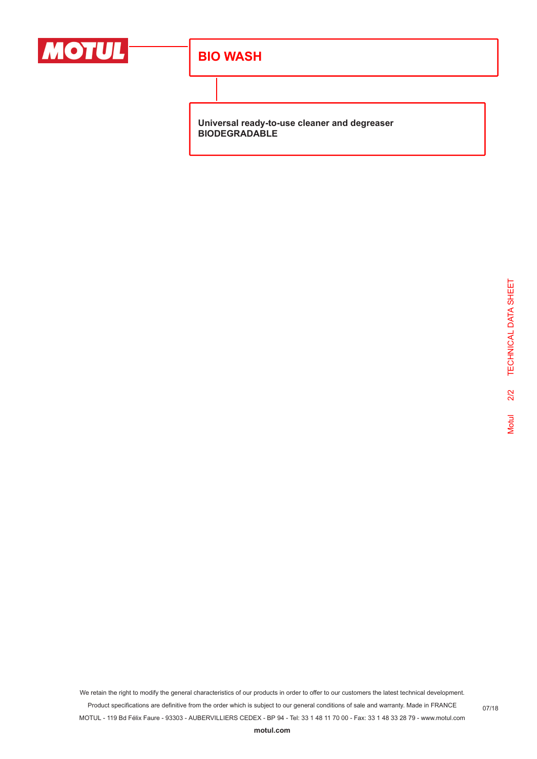# BIO WASH

**Universal ready-to-use cleaner and degreaser**
**BIODEGRADABLE**

We retain the right to modify the general characteristics of our products in order to offer to our customers the latest technical development.
Product specifications are definitive from the order which is subject to our general conditions of sale and warranty. Made in FRANCE
MOTUL - 119 Bd Félix Faure - 93303 - AUBERVILLIERS CEDEX - BP 94 - Tel: 33 1 48 11 70 00 - Fax: 33 1 48 33 28 79 - www.motul.com

**motul.com**

07/18